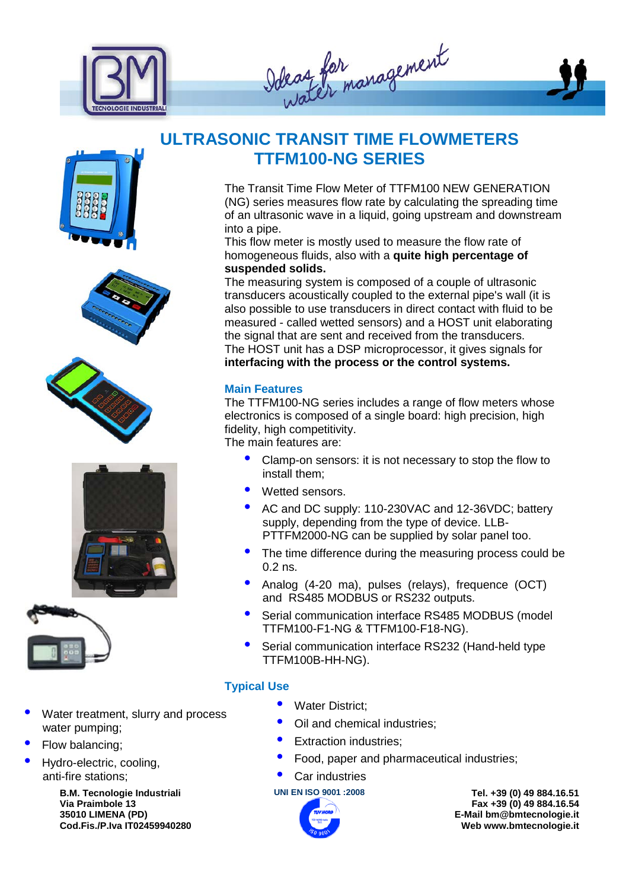Ideas for water management

# ULTRASONIC TRANSIT TIME FLOWMETERS
## TTFM100-NG SERIES

The Transit Time Flow Meter of TTFM100 NEW GENERATION (NG) series measures flow rate by calculating the spreading time of an ultrasonic wave in a liquid, going upstream and downstream into a pipe.
This flow meter is mostly used to measure the flow rate of homogeneous fluids, also with a **quite high percentage of suspended solids.**
The measuring system is composed of a couple of ultrasonic transducers acoustically coupled to the external pipe's wall (it is also possible to use transducers in direct contact with fluid to be measured - called wetted sensors) and a HOST unit elaborating the signal that are sent and received from the transducers.
The HOST unit has a DSP microprocessor, it gives signals for **interfacing with the process or the control systems.**

### Main Features

The TTFM100-NG series includes a range of flow meters whose electronics is composed of a single board: high precision, high fidelity, high competitivity.
The main features are:

- Clamp-on sensors: it is not necessary to stop the flow to install them;
- Wetted sensors.
- AC and DC supply: 110-230VAC and 12-36VDC; battery supply, depending from the type of device. LLB-PTTFM2000-NG can be supplied by solar panel too.
- The time difference during the measuring process could be 0.2 ns.
- Analog (4-20 ma), pulses (relays), frequence (OCT) and RS485 MODBUS or RS232 outputs.
- Serial communication interface RS485 MODBUS (model TTFM100-F1-NG & TTFM100-F18-NG).
- Serial communication interface RS232 (Hand-held type TTFM100B-HH-NG).

### Typical Use

- Water treatment, slurry and process water pumping;
- Flow balancing;
- Hydro-electric, cooling, anti-fire stations;
- Water District;
- Oil and chemical industries;
- Extraction industries;
- Food, paper and pharmaceutical industries;
- Car industries

**B.M. Tecnologie Industriali**
**Via Praimbole 13**
**35010 LIMENA (PD)**
**Cod.Fis./P.Iva IT02459940280**

UNI EN ISO 9001 :2008

**Tel. +39 (0) 49 884.16.51**
**Fax +39 (0) 49 884.16.54**
**E-Mail bm@bmtecnologie.it**
**Web www.bmtecnologie.it**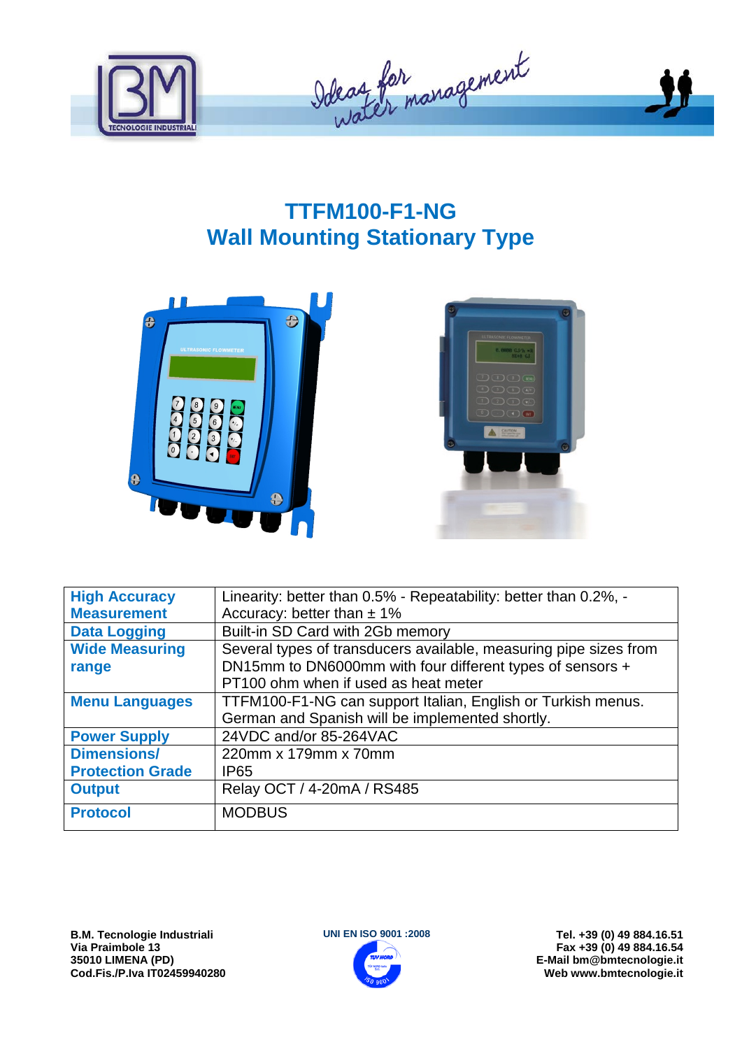# TTFM100-F1-NG
# Wall Mounting Stationary Type

| | |
|---|---|
| **High Accuracy Measurement** | Linearity: better than 0.5% - Repeatability: better than 0.2%, - Accuracy: better than ± 1% |
| **Data Logging** | Built-in SD Card with 2Gb memory |
| **Wide Measuring range** | Several types of transducers available, measuring pipe sizes from DN15mm to DN6000mm with four different types of sensors + PT100 ohm when if used as heat meter |
| **Menu Languages** | TTFM100-F1-NG can support Italian, English or Turkish menus. German and Spanish will be implemented shortly. |
| **Power Supply** | 24VDC and/or 85-264VAC |
| **Dimensions/ Protection Grade** | 220mm x 179mm x 70mm<br>IP65 |
| **Output** | Relay OCT / 4-20mA / RS485 |
| **Protocol** | MODBUS |

**B.M. Tecnologie Industriali**
**Via Praimbole 13**
**35010 LIMENA (PD)**
**Cod.Fis./P.Iva IT02459940280**

**UNI EN ISO 9001 :2008**

**Tel. +39 (0) 49 884.16.51**
**Fax +39 (0) 49 884.16.54**
**E-Mail bm@bmtecnologie.it**
**Web www.bmtecnologie.it**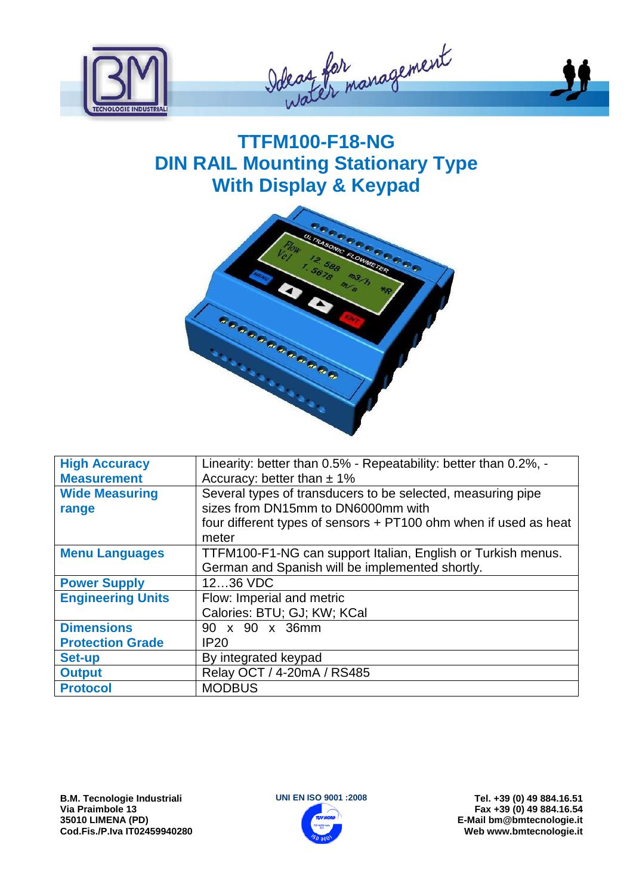# TTFM100-F18-NG
# DIN RAIL Mounting Stationary Type
# With Display & Keypad

| | |
|---|---|
| **High Accuracy Measurement** | Linearity: better than 0.5% - Repeatability: better than 0.2%, - Accuracy: better than ± 1% |
| **Wide Measuring range** | Several types of transducers to be selected, measuring pipe sizes from DN15mm to DN6000mm with four different types of sensors + PT100 ohm when if used as heat meter |
| **Menu Languages** | TTFM100-F1-NG can support Italian, English or Turkish menus. German and Spanish will be implemented shortly. |
| **Power Supply** | 12…36 VDC |
| **Engineering Units** | Flow: Imperial and metric<br>Calories: BTU; GJ; KW; KCal |
| **Dimensions**<br>**Protection Grade** | 90 x 90 x 36mm<br>IP20 |
| **Set-up** | By integrated keypad |
| **Output** | Relay OCT / 4-20mA / RS485 |
| **Protocol** | MODBUS |

**B.M. Tecnologie Industriali**
**Via Praimbole 13**
**35010 LIMENA (PD)**
**Cod.Fis./P.Iva IT02459940280**

**UNI EN ISO 9001 :2008**

**Tel. +39 (0) 49 884.16.51**
**Fax +39 (0) 49 884.16.54**
**E-Mail bm@bmtecnologie.it**
**Web www.bmtecnologie.it**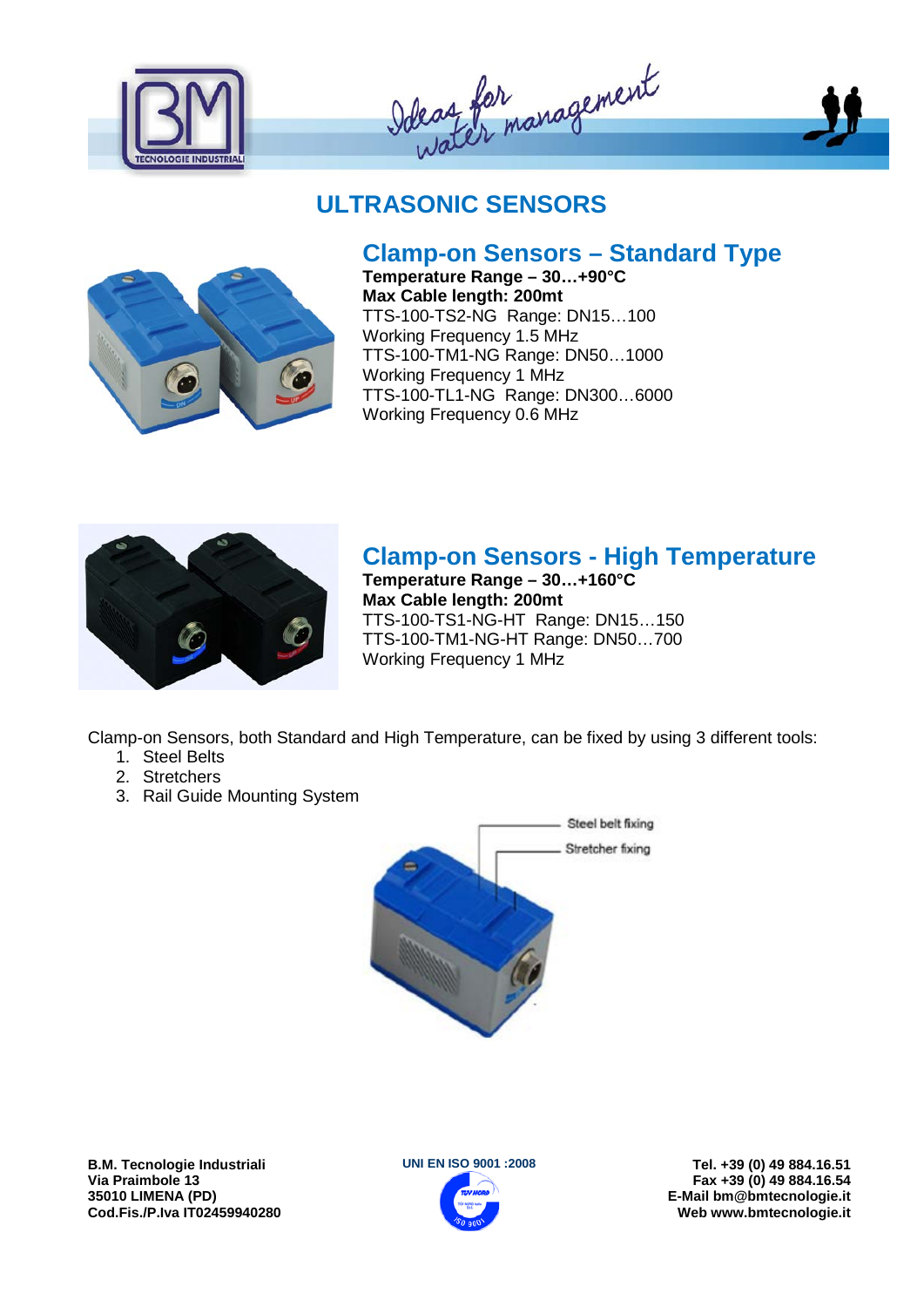# ULTRASONIC SENSORS

## Clamp-on Sensors – Standard Type

**Temperature Range – 30…+90°C**
**Max Cable length: 200mt**
TTS-100-TS2-NG Range: DN15…100
Working Frequency 1.5 MHz
TTS-100-TM1-NG Range: DN50…1000
Working Frequency 1 MHz
TTS-100-TL1-NG Range: DN300…6000
Working Frequency 0.6 MHz

## Clamp-on Sensors - High Temperature

**Temperature Range – 30…+160°C**
**Max Cable length: 200mt**
TTS-100-TS1-NG-HT Range: DN15…150
TTS-100-TM1-NG-HT Range: DN50…700
Working Frequency 1 MHz

Clamp-on Sensors, both Standard and High Temperature, can be fixed by using 3 different tools:

1. Steel Belts
2. Stretchers
3. Rail Guide Mounting System

Steel belt fixing
Stretcher fixing

**B.M. Tecnologie Industriali**
**Via Praimbole 13**
**35010 LIMENA (PD)**
**Cod.Fis./P.Iva IT02459940280**

UNI EN ISO 9001 :2008

**Tel. +39 (0) 49 884.16.51**
**Fax +39 (0) 49 884.16.54**
**E-Mail bm@bmtecnologie.it**
**Web www.bmtecnologie.it**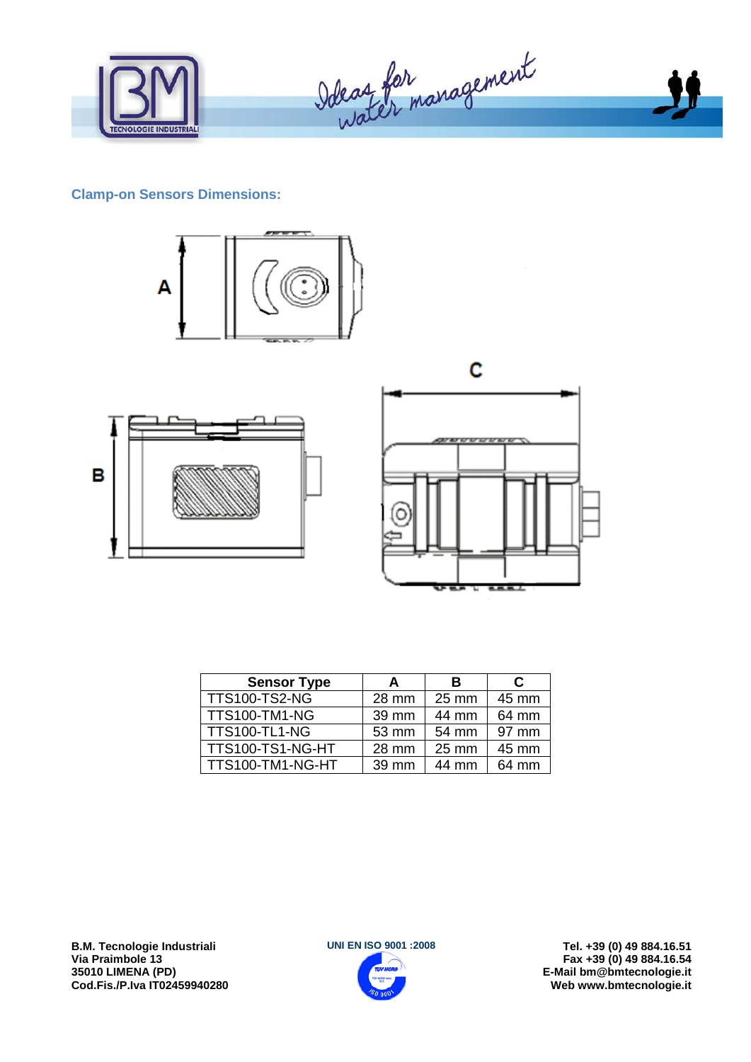## Clamp-on Sensors Dimensions:

| Sensor Type | A | B | C |
|---|---|---|---|
| TTS100-TS2-NG | 28 mm | 25 mm | 45 mm |
| TTS100-TM1-NG | 39 mm | 44 mm | 64 mm |
| TTS100-TL1-NG | 53 mm | 54 mm | 97 mm |
| TTS100-TS1-NG-HT | 28 mm | 25 mm | 45 mm |
| TTS100-TM1-NG-HT | 39 mm | 44 mm | 64 mm |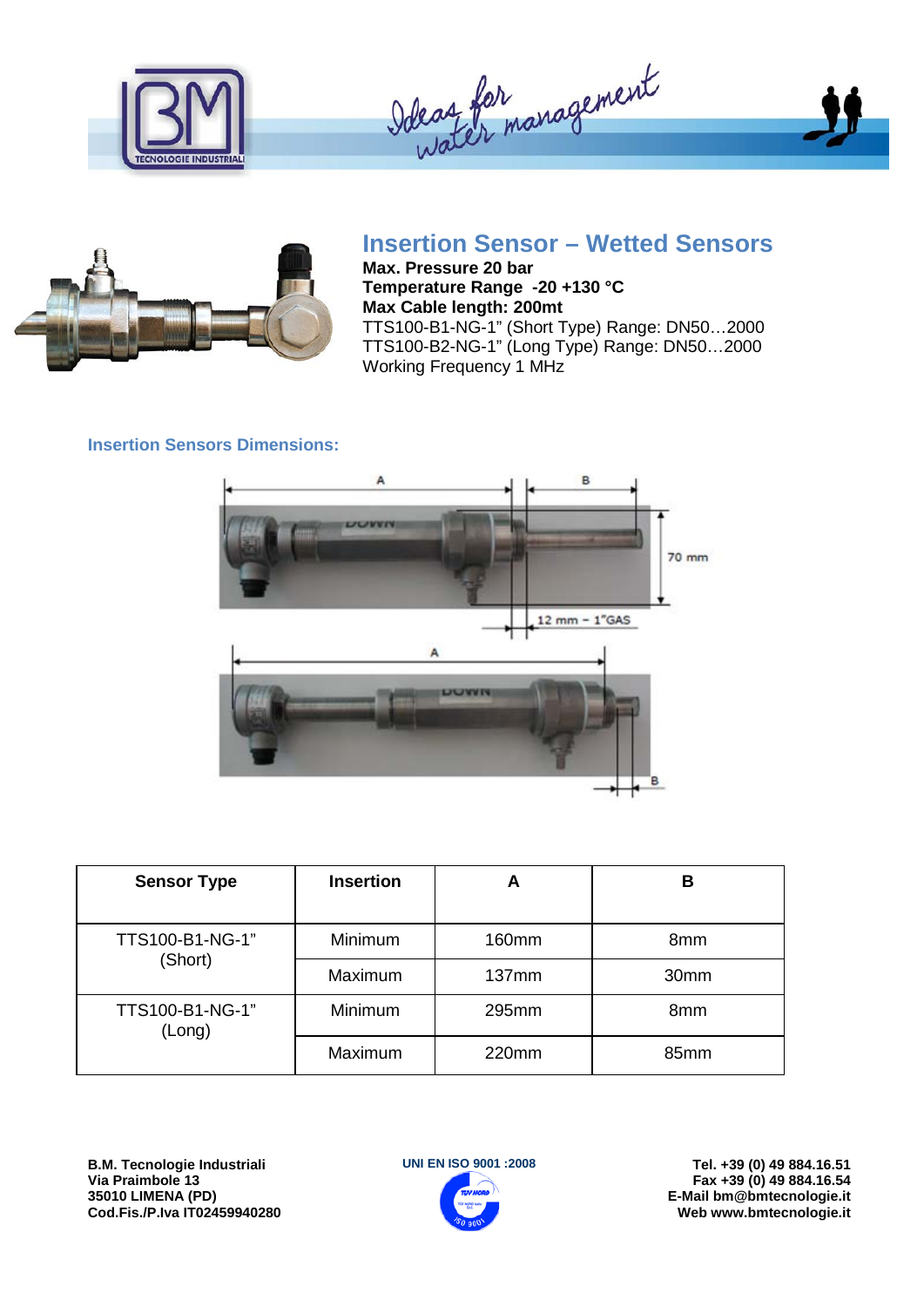## Insertion Sensor – Wetted Sensors

**Max. Pressure 20 bar**
**Temperature Range -20 +130 °C**
**Max Cable length: 200mt**
TTS100-B1-NG-1" (Short Type) Range: DN50…2000
TTS100-B2-NG-1" (Long Type) Range: DN50…2000
Working Frequency 1 MHz

### Insertion Sensors Dimensions:

| Sensor Type | Insertion | A | B |
|---|---|---|---|
| TTS100-B1-NG-1" (Short) | Minimum | 160mm | 8mm |
| | Maximum | 137mm | 30mm |
| TTS100-B1-NG-1" (Long) | Minimum | 295mm | 8mm |
| | Maximum | 220mm | 85mm |

**B.M. Tecnologie Industriali**
**Via Praimbole 13**
**35010 LIMENA (PD)**
**Cod.Fis./P.Iva IT02459940280**

UNI EN ISO 9001 :2008

**Tel. +39 (0) 49 884.16.51**
**Fax +39 (0) 49 884.16.54**
**E-Mail bm@bmtecnologie.it**
**Web www.bmtecnologie.it**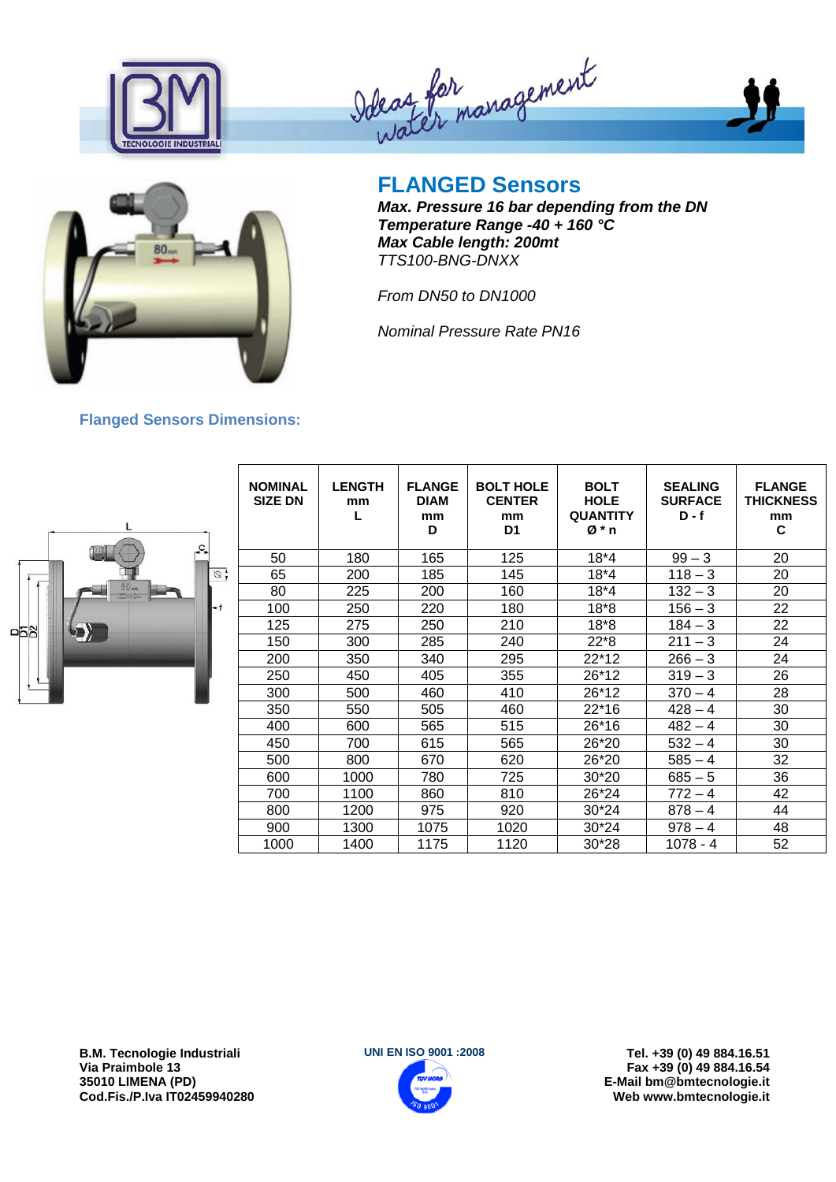## FLANGED Sensors

***Max. Pressure 16 bar depending from the DN***
***Temperature Range -40 + 160 °C***
***Max Cable length: 200mt***
*TTS100-BNG-DNXX*

*From DN50 to DN1000*

*Nominal Pressure Rate PN16*

### Flanged Sensors Dimensions:

| NOMINAL SIZE DN | LENGTH mm L | FLANGE DIAM mm D | BOLT HOLE CENTER mm D1 | BOLT HOLE QUANTITY Ø * n | SEALING SURFACE D - f | FLANGE THICKNESS mm C |
|---|---|---|---|---|---|---|
| 50 | 180 | 165 | 125 | 18*4 | 99 – 3 | 20 |
| 65 | 200 | 185 | 145 | 18*4 | 118 – 3 | 20 |
| 80 | 225 | 200 | 160 | 18*4 | 132 – 3 | 20 |
| 100 | 250 | 220 | 180 | 18*8 | 156 – 3 | 22 |
| 125 | 275 | 250 | 210 | 18*8 | 184 – 3 | 22 |
| 150 | 300 | 285 | 240 | 22*8 | 211 – 3 | 24 |
| 200 | 350 | 340 | 295 | 22*12 | 266 – 3 | 24 |
| 250 | 450 | 405 | 355 | 26*12 | 319 – 3 | 26 |
| 300 | 500 | 460 | 410 | 26*12 | 370 – 4 | 28 |
| 350 | 550 | 505 | 460 | 22*16 | 428 – 4 | 30 |
| 400 | 600 | 565 | 515 | 26*16 | 482 – 4 | 30 |
| 450 | 700 | 615 | 565 | 26*20 | 532 – 4 | 30 |
| 500 | 800 | 670 | 620 | 26*20 | 585 – 4 | 32 |
| 600 | 1000 | 780 | 725 | 30*20 | 685 – 5 | 36 |
| 700 | 1100 | 860 | 810 | 26*24 | 772 – 4 | 42 |
| 800 | 1200 | 975 | 920 | 30*24 | 878 – 4 | 44 |
| 900 | 1300 | 1075 | 1020 | 30*24 | 978 – 4 | 48 |
| 1000 | 1400 | 1175 | 1120 | 30*28 | 1078 - 4 | 52 |

**B.M. Tecnologie Industriali**
**Via Praimbole 13**
**35010 LIMENA (PD)**
**Cod.Fis./P.Iva IT02459940280**

**UNI EN ISO 9001 :2008**

**Tel. +39 (0) 49 884.16.51**
**Fax +39 (0) 49 884.16.54**
**E-Mail bm@bmtecnologie.it**
**Web www.bmtecnologie.it**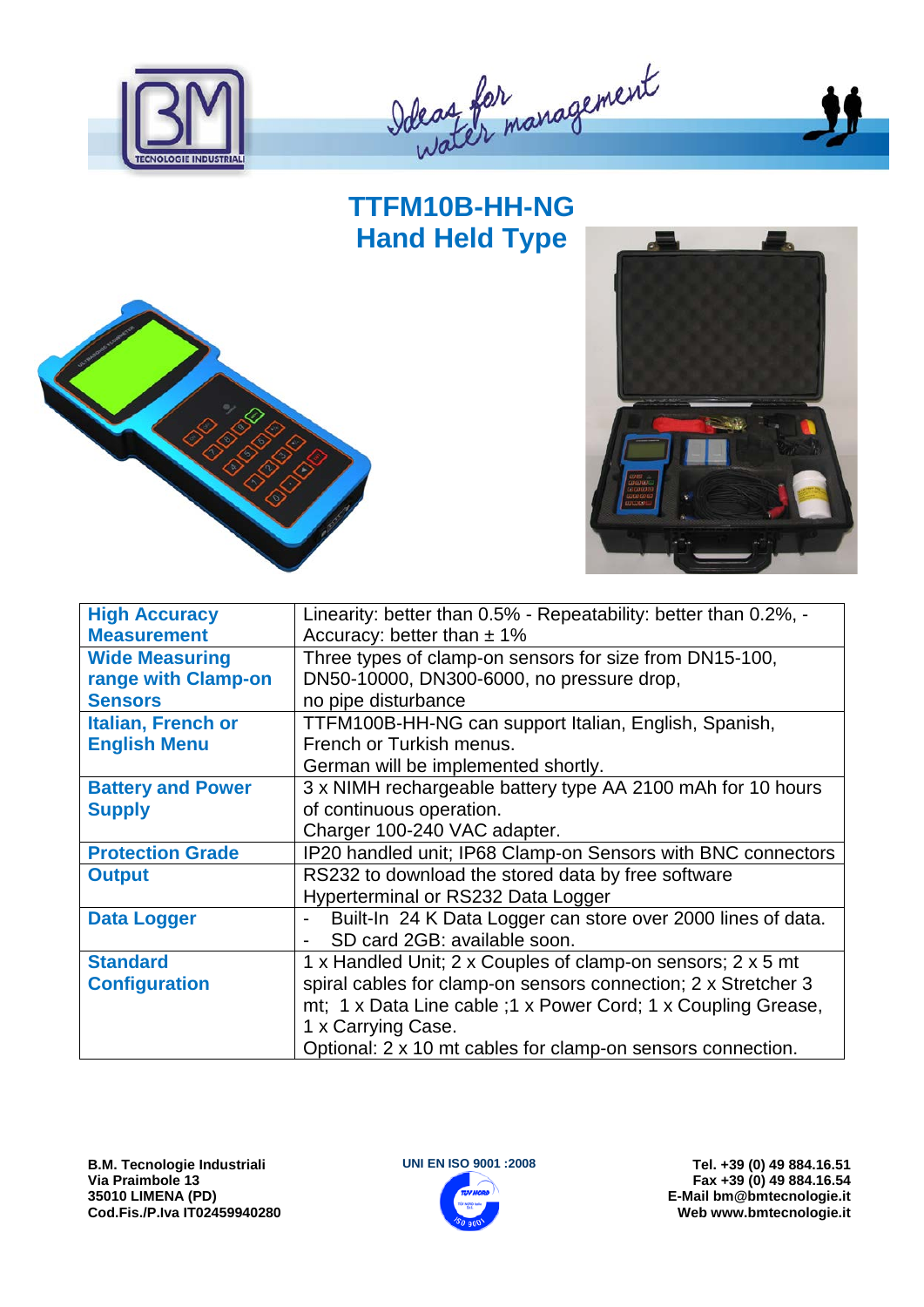# TTFM10B-HH-NG
# Hand Held Type

| | |
|---|---|
| **High Accuracy Measurement** | Linearity: better than 0.5% - Repeatability: better than 0.2%, - Accuracy: better than ± 1% |
| **Wide Measuring range with Clamp-on Sensors** | Three types of clamp-on sensors for size from DN15-100, DN50-10000, DN300-6000, no pressure drop, no pipe disturbance |
| **Italian, French or English Menu** | TTFM100B-HH-NG can support Italian, English, Spanish, French or Turkish menus. German will be implemented shortly. |
| **Battery and Power Supply** | 3 x NIMH rechargeable battery type AA 2100 mAh for 10 hours of continuous operation. Charger 100-240 VAC adapter. |
| **Protection Grade** | IP20 handled unit; IP68 Clamp-on Sensors with BNC connectors |
| **Output** | RS232 to download the stored data by free software Hyperterminal or RS232 Data Logger |
| **Data Logger** | - Built-In 24 K Data Logger can store over 2000 lines of data.<br>- SD card 2GB: available soon. |
| **Standard Configuration** | 1 x Handled Unit; 2 x Couples of clamp-on sensors; 2 x 5 mt spiral cables for clamp-on sensors connection; 2 x Stretcher 3 mt; 1 x Data Line cable ;1 x Power Cord; 1 x Coupling Grease, 1 x Carrying Case.<br>Optional: 2 x 10 mt cables for clamp-on sensors connection. |

**B.M. Tecnologie Industriali**
**Via Praimbole 13**
**35010 LIMENA (PD)**
**Cod.Fis./P.Iva IT02459940280**

UNI EN ISO 9001 :2008

**Tel. +39 (0) 49 884.16.51**
**Fax +39 (0) 49 884.16.54**
**E-Mail bm@bmtecnologie.it**
**Web www.bmtecnologie.it**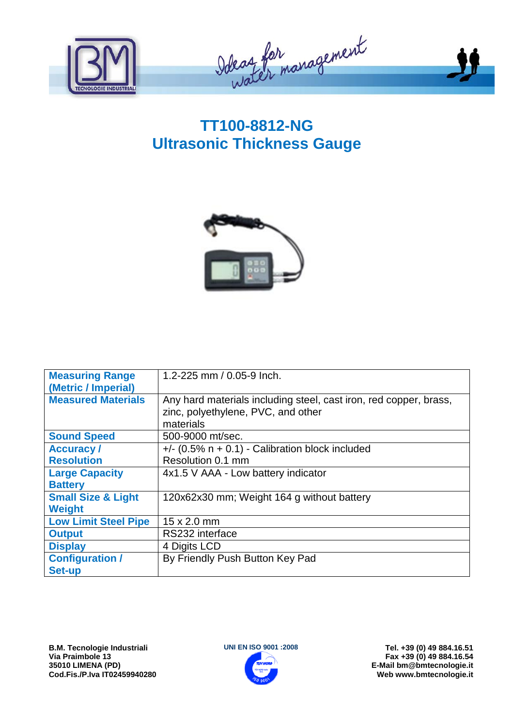# TT100-8812-NG
# Ultrasonic Thickness Gauge

| | |
|---|---|
| **Measuring Range (Metric / Imperial)** | 1.2-225 mm / 0.05-9 Inch. |
| **Measured Materials** | Any hard materials including steel, cast iron, red copper, brass, zinc, polyethylene, PVC, and other materials |
| **Sound Speed** | 500-9000 mt/sec. |
| **Accuracy / Resolution** | +/- (0.5% n + 0.1) - Calibration block included<br>Resolution 0.1 mm |
| **Large Capacity Battery** | 4x1.5 V AAA - Low battery indicator |
| **Small Size & Light Weight** | 120x62x30 mm; Weight 164 g without battery |
| **Low Limit Steel Pipe** | 15 x 2.0 mm |
| **Output** | RS232 interface |
| **Display** | 4 Digits LCD |
| **Configuration / Set-up** | By Friendly Push Button Key Pad |